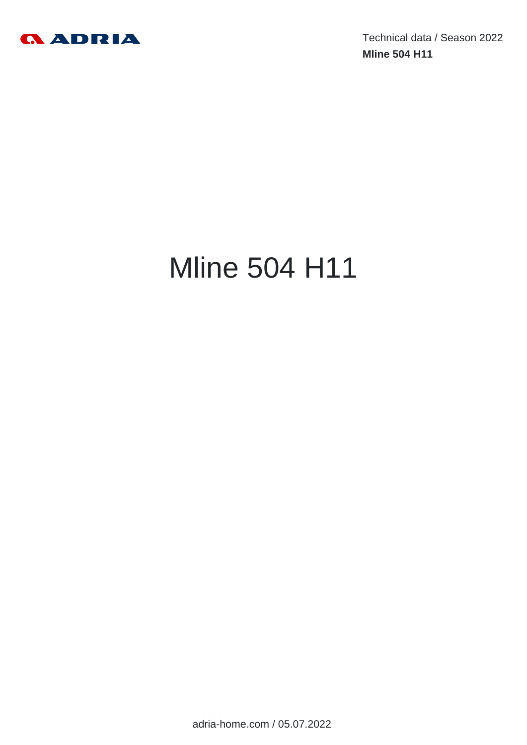# Mline 504 H11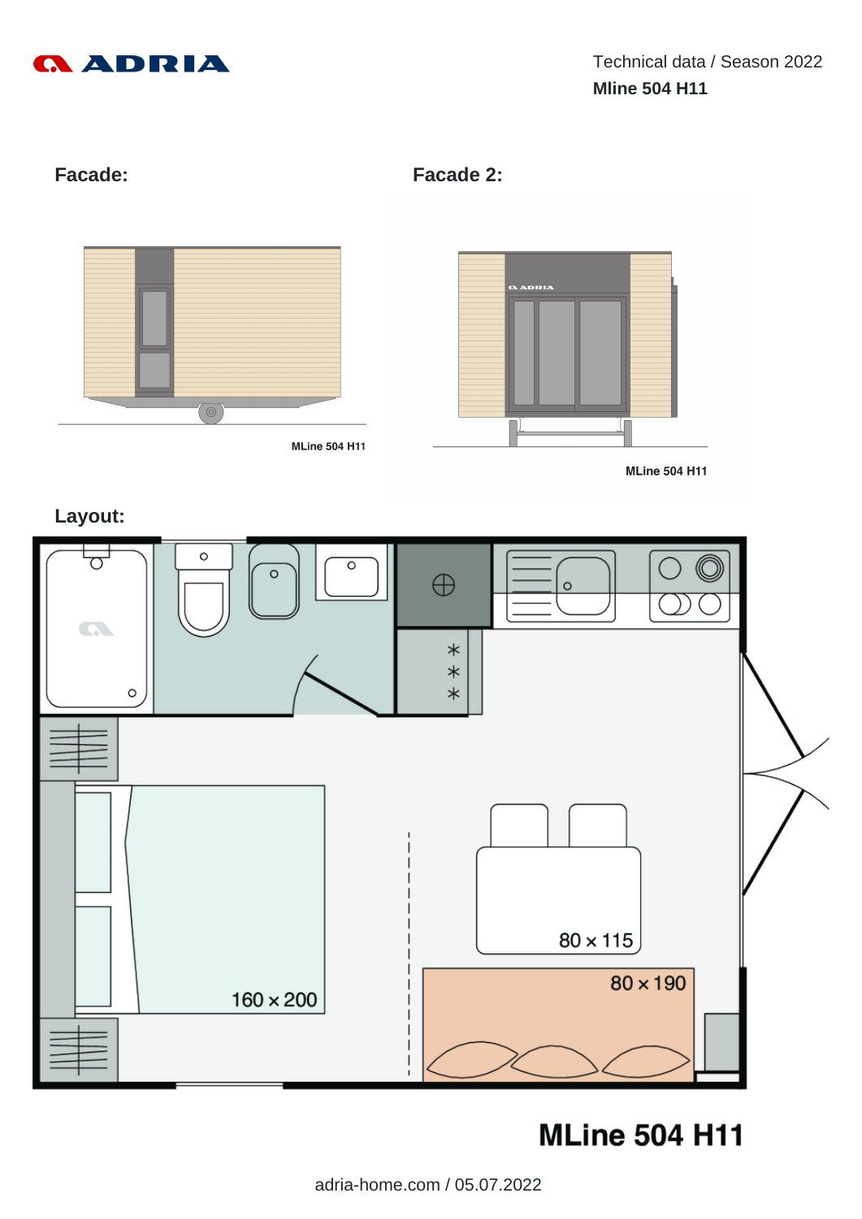Technical data / Season 2022

**Mline 504 H11**

## Facade:

MLine 504 H11

## Facade 2:

MLine 504 H11

## Layout:

80 × 115

160 × 200

80 × 190

# MLine 504 H11

adria-home.com / 05.07.2022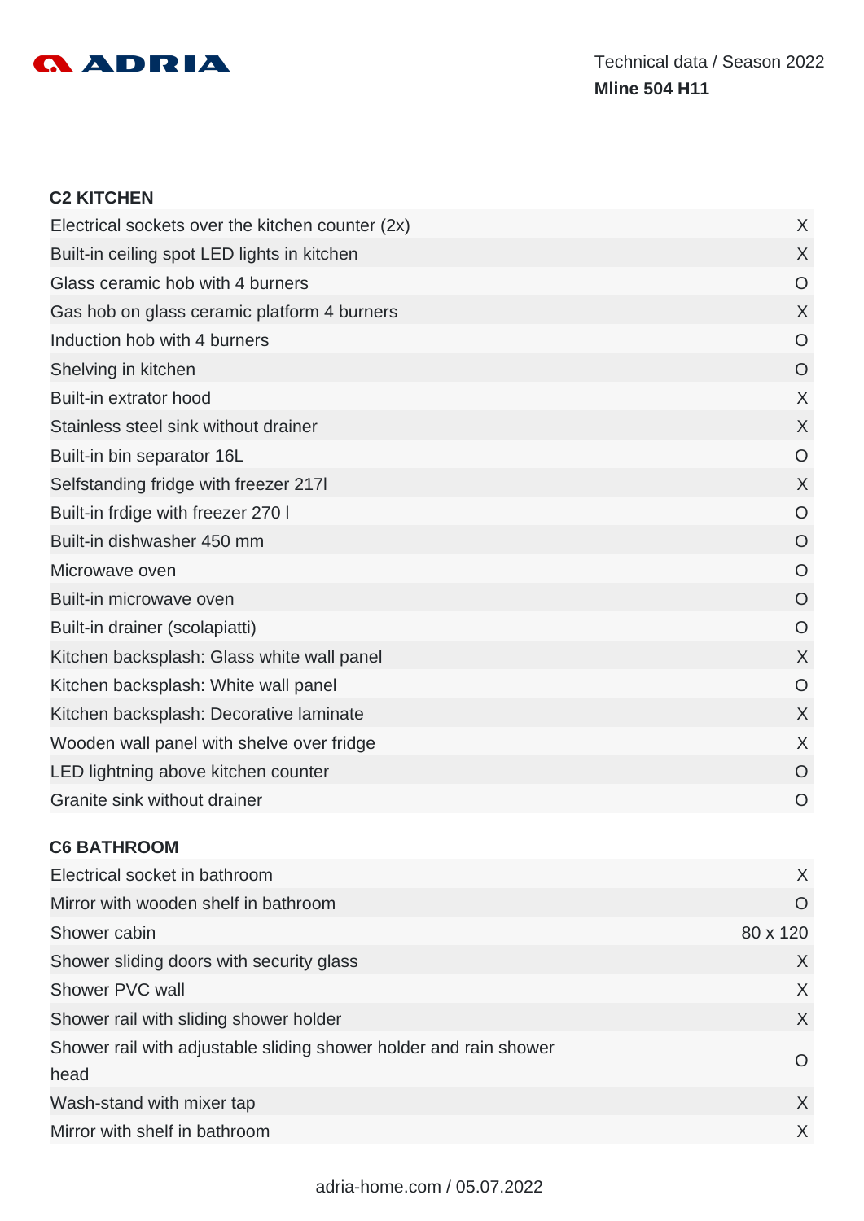Technical data / Season 2022

**Mline 504 H11**

## C2 KITCHEN

| | |
|---|---|
| Electrical sockets over the kitchen counter (2x) | X |
| Built-in ceiling spot LED lights in kitchen | X |
| Glass ceramic hob with 4 burners | O |
| Gas hob on glass ceramic platform 4 burners | X |
| Induction hob with 4 burners | O |
| Shelving in kitchen | O |
| Built-in extrator hood | X |
| Stainless steel sink without drainer | X |
| Built-in bin separator 16L | O |
| Selfstanding fridge with freezer 217l | X |
| Built-in frdige with freezer 270 l | O |
| Built-in dishwasher 450 mm | O |
| Microwave oven | O |
| Built-in microwave oven | O |
| Built-in drainer (scolapiatti) | O |
| Kitchen backsplash: Glass white wall panel | X |
| Kitchen backsplash: White wall panel | O |
| Kitchen backsplash: Decorative laminate | X |
| Wooden wall panel with shelve over fridge | X |
| LED lightning above kitchen counter | O |
| Granite sink without drainer | O |

## C6 BATHROOM

| | |
|---|---|
| Electrical socket in bathroom | X |
| Mirror with wooden shelf in bathroom | O |
| Shower cabin | 80 x 120 |
| Shower sliding doors with security glass | X |
| Shower PVC wall | X |
| Shower rail with sliding shower holder | X |
| Shower rail with adjustable sliding shower holder and rain shower head | O |
| Wash-stand with mixer tap | X |
| Mirror with shelf in bathroom | X |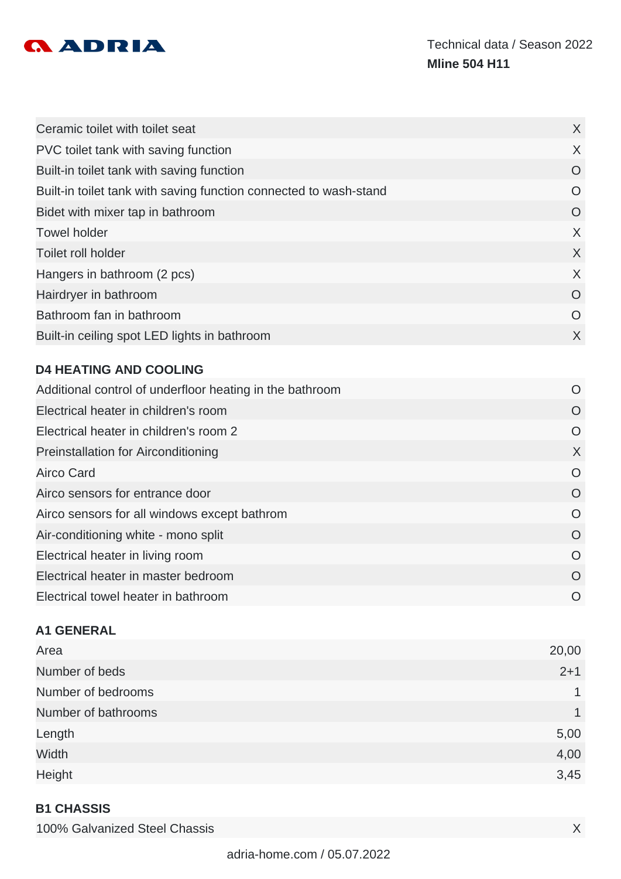| | |
|---|---|
| Ceramic toilet with toilet seat | X |
| PVC toilet tank with saving function | X |
| Built-in toilet tank with saving function | O |
| Built-in toilet tank with saving function connected to wash-stand | O |
| Bidet with mixer tap in bathroom | O |
| Towel holder | X |
| Toilet roll holder | X |
| Hangers in bathroom (2 pcs) | X |
| Hairdryer in bathroom | O |
| Bathroom fan in bathroom | O |
| Built-in ceiling spot LED lights in bathroom | X |

### D4 HEATING AND COOLING

| | |
|---|---|
| Additional control of underfloor heating in the bathroom | O |
| Electrical heater in children's room | O |
| Electrical heater in children's room 2 | O |
| Preinstallation for Airconditioning | X |
| Airco Card | O |
| Airco sensors for entrance door | O |
| Airco sensors for all windows except bathrom | O |
| Air-conditioning white - mono split | O |
| Electrical heater in living room | O |
| Electrical heater in master bedroom | O |
| Electrical towel heater in bathroom | O |

### A1 GENERAL

| | |
|---|---|
| Area | 20,00 |
| Number of beds | 2+1 |
| Number of bedrooms | 1 |
| Number of bathrooms | 1 |
| Length | 5,00 |
| Width | 4,00 |
| Height | 3,45 |

### B1 CHASSIS

| | |
|---|---|
| 100% Galvanized Steel Chassis | X |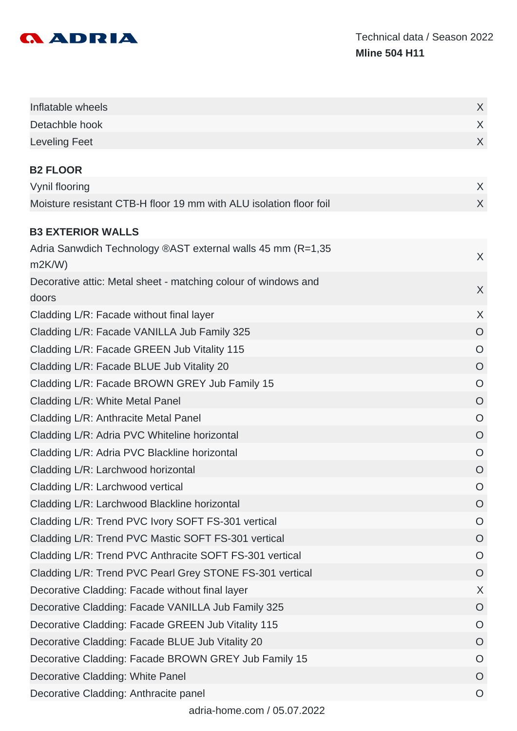| | |
|---|---|
| Inflatable wheels | X |
| Detachble hook | X |
| Leveling Feet | X |

**B2 FLOOR**

| | |
|---|---|
| Vynil flooring | X |
| Moisture resistant CTB-H floor 19 mm with ALU isolation floor foil | X |

**B3 EXTERIOR WALLS**

| | |
|---|---|
| Adria Sanwdich Technology ®AST external walls 45 mm (R=1,35 m2K/W) | X |
| Decorative attic: Metal sheet - matching colour of windows and doors | X |
| Cladding L/R: Facade without final layer | X |
| Cladding L/R: Facade VANILLA Jub Family 325 | O |
| Cladding L/R: Facade GREEN Jub Vitality 115 | O |
| Cladding L/R: Facade BLUE Jub Vitality 20 | O |
| Cladding L/R: Facade BROWN GREY Jub Family 15 | O |
| Cladding L/R: White Metal Panel | O |
| Cladding L/R: Anthracite Metal Panel | O |
| Cladding L/R: Adria PVC Whiteline horizontal | O |
| Cladding L/R: Adria PVC Blackline horizontal | O |
| Cladding L/R: Larchwood horizontal | O |
| Cladding L/R: Larchwood vertical | O |
| Cladding L/R: Larchwood Blackline horizontal | O |
| Cladding L/R: Trend PVC Ivory SOFT FS-301 vertical | O |
| Cladding L/R: Trend PVC Mastic SOFT FS-301 vertical | O |
| Cladding L/R: Trend PVC Anthracite SOFT FS-301 vertical | O |
| Cladding L/R: Trend PVC Pearl Grey STONE FS-301 vertical | O |
| Decorative Cladding: Facade without final layer | X |
| Decorative Cladding: Facade VANILLA Jub Family 325 | O |
| Decorative Cladding: Facade GREEN Jub Vitality 115 | O |
| Decorative Cladding: Facade BLUE Jub Vitality 20 | O |
| Decorative Cladding: Facade BROWN GREY Jub Family 15 | O |
| Decorative Cladding: White Panel | O |
| Decorative Cladding: Anthracite panel | O |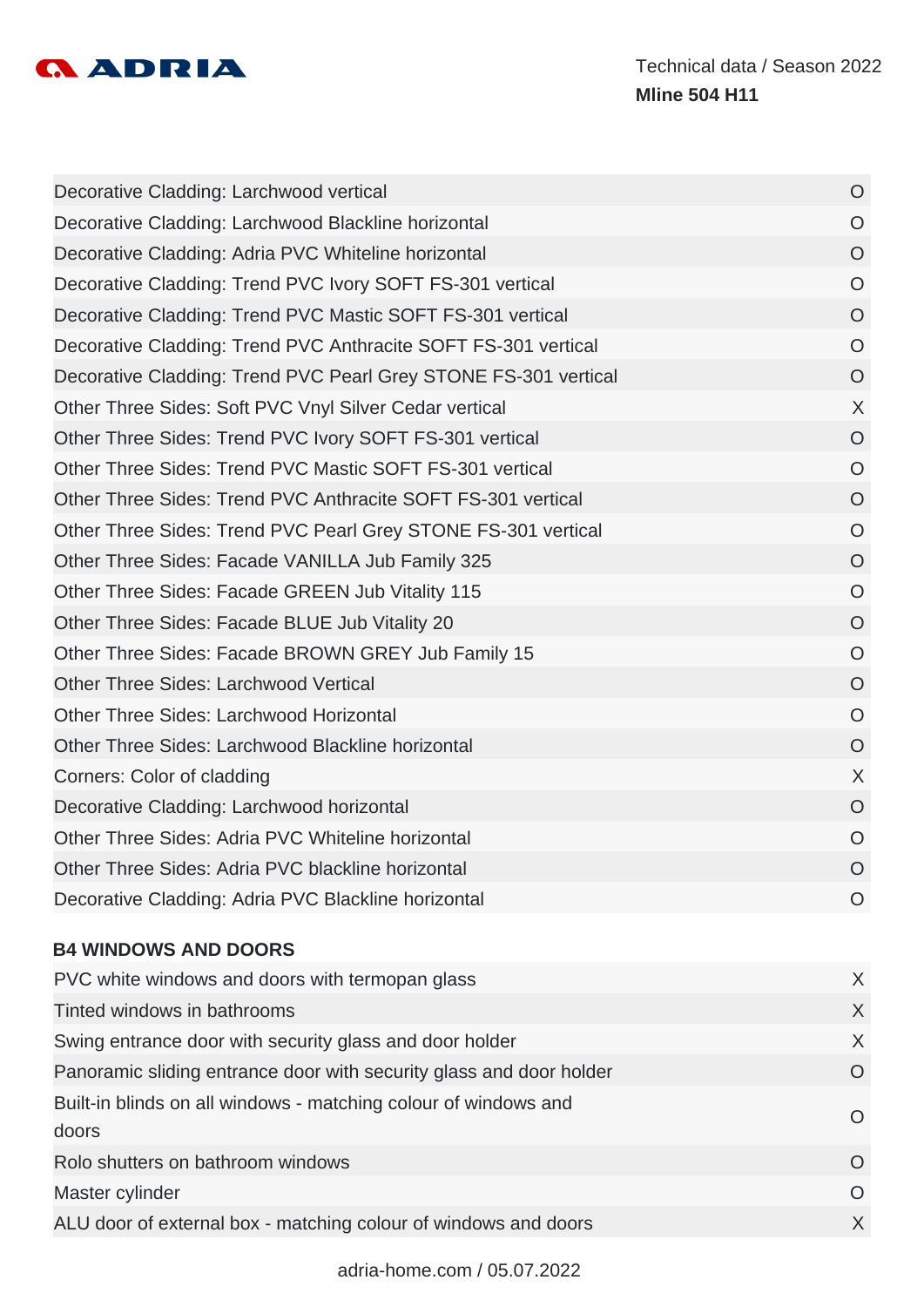| | |
|---|---|
| Decorative Cladding: Larchwood vertical | O |
| Decorative Cladding: Larchwood Blackline horizontal | O |
| Decorative Cladding: Adria PVC Whiteline horizontal | O |
| Decorative Cladding: Trend PVC Ivory SOFT FS-301 vertical | O |
| Decorative Cladding: Trend PVC Mastic SOFT FS-301 vertical | O |
| Decorative Cladding: Trend PVC Anthracite SOFT FS-301 vertical | O |
| Decorative Cladding: Trend PVC Pearl Grey STONE FS-301 vertical | O |
| Other Three Sides: Soft PVC Vnyl Silver Cedar vertical | X |
| Other Three Sides: Trend PVC Ivory SOFT FS-301 vertical | O |
| Other Three Sides: Trend PVC Mastic SOFT FS-301 vertical | O |
| Other Three Sides: Trend PVC Anthracite SOFT FS-301 vertical | O |
| Other Three Sides: Trend PVC Pearl Grey STONE FS-301 vertical | O |
| Other Three Sides: Facade VANILLA Jub Family 325 | O |
| Other Three Sides: Facade GREEN Jub Vitality 115 | O |
| Other Three Sides: Facade BLUE Jub Vitality 20 | O |
| Other Three Sides: Facade BROWN GREY Jub Family 15 | O |
| Other Three Sides: Larchwood Vertical | O |
| Other Three Sides: Larchwood Horizontal | O |
| Other Three Sides: Larchwood Blackline horizontal | O |
| Corners: Color of cladding | X |
| Decorative Cladding: Larchwood horizontal | O |
| Other Three Sides: Adria PVC Whiteline horizontal | O |
| Other Three Sides: Adria PVC blackline horizontal | O |
| Decorative Cladding: Adria PVC Blackline horizontal | O |

## B4 WINDOWS AND DOORS

| | |
|---|---|
| PVC white windows and doors with termopan glass | X |
| Tinted windows in bathrooms | X |
| Swing entrance door with security glass and door holder | X |
| Panoramic sliding entrance door with security glass and door holder | O |
| Built-in blinds on all windows - matching colour of windows and doors | O |
| Rolo shutters on bathroom windows | O |
| Master cylinder | O |
| ALU door of external box - matching colour of windows and doors | X |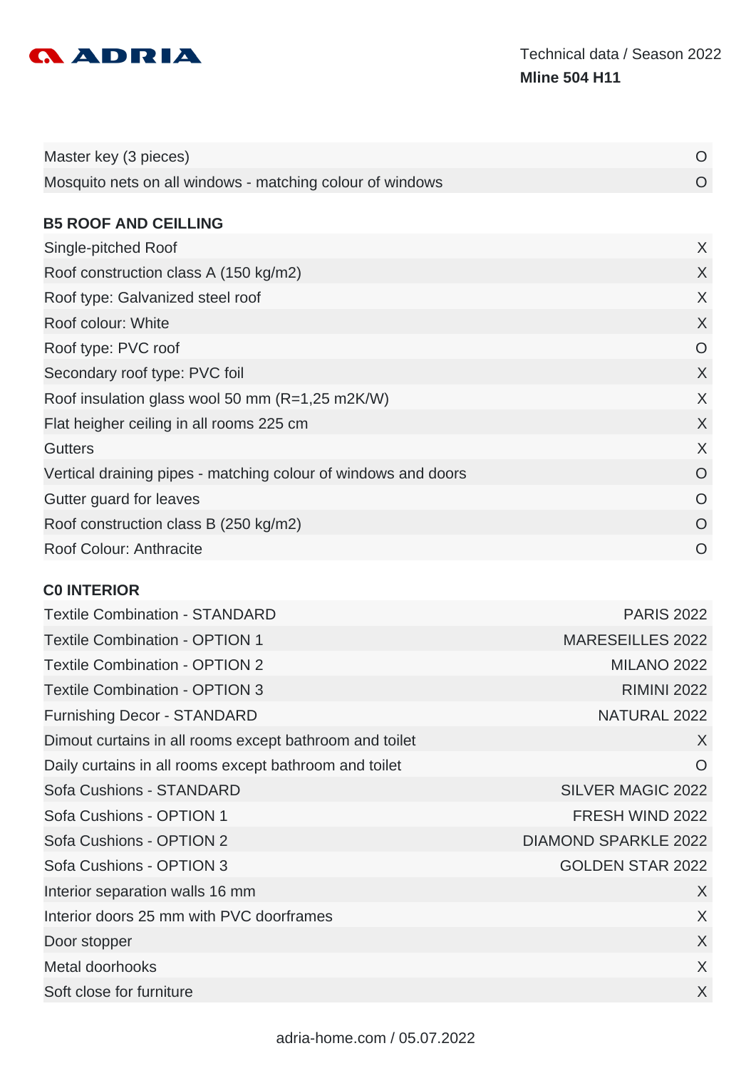| | |
|---|---|
| Master key (3 pieces) | O |
| Mosquito nets on all windows - matching colour of windows | O |

**B5 ROOF AND CEILLING**

| | |
|---|---|
| Single-pitched Roof | X |
| Roof construction class A (150 kg/m2) | X |
| Roof type: Galvanized steel roof | X |
| Roof colour: White | X |
| Roof type: PVC roof | O |
| Secondary roof type: PVC foil | X |
| Roof insulation glass wool 50 mm (R=1,25 m2K/W) | X |
| Flat heigher ceiling in all rooms 225 cm | X |
| Gutters | X |
| Vertical draining pipes - matching colour of windows and doors | O |
| Gutter guard for leaves | O |
| Roof construction class B (250 kg/m2) | O |
| Roof Colour: Anthracite | O |

**C0 INTERIOR**

| | |
|---|---|
| Textile Combination - STANDARD | PARIS 2022 |
| Textile Combination - OPTION 1 | MARESEILLES 2022 |
| Textile Combination - OPTION 2 | MILANO 2022 |
| Textile Combination - OPTION 3 | RIMINI 2022 |
| Furnishing Decor - STANDARD | NATURAL 2022 |
| Dimout curtains in all rooms except bathroom and toilet | X |
| Daily curtains in all rooms except bathroom and toilet | O |
| Sofa Cushions - STANDARD | SILVER MAGIC 2022 |
| Sofa Cushions - OPTION 1 | FRESH WIND 2022 |
| Sofa Cushions - OPTION 2 | DIAMOND SPARKLE 2022 |
| Sofa Cushions - OPTION 3 | GOLDEN STAR 2022 |
| Interior separation walls 16 mm | X |
| Interior doors 25 mm with PVC doorframes | X |
| Door stopper | X |
| Metal doorhooks | X |
| Soft close for furniture | X |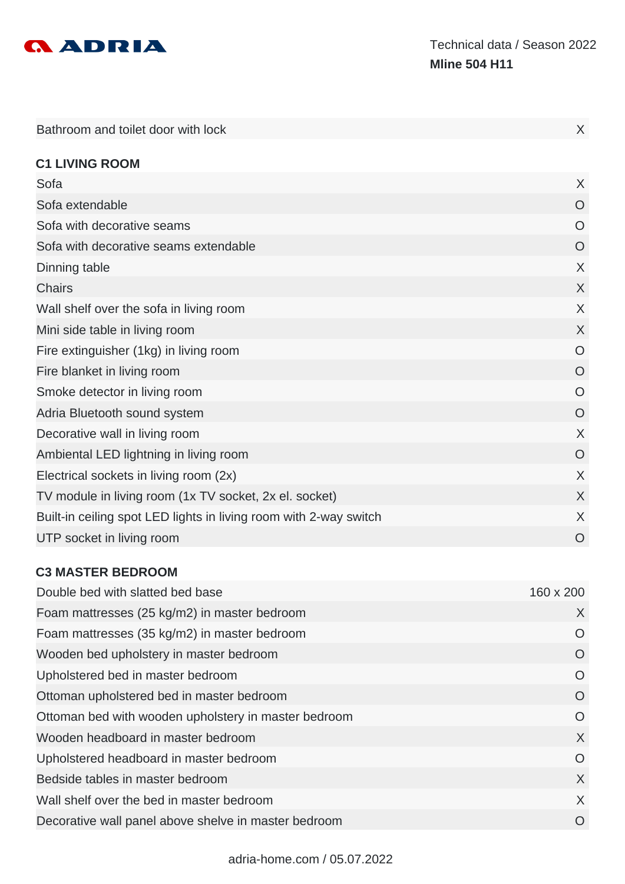| | |
|---|---|
| Bathroom and toilet door with lock | X |

## C1 LIVING ROOM

| | |
|---|---|
| Sofa | X |
| Sofa extendable | O |
| Sofa with decorative seams | O |
| Sofa with decorative seams extendable | O |
| Dinning table | X |
| Chairs | X |
| Wall shelf over the sofa in living room | X |
| Mini side table in living room | X |
| Fire extinguisher (1kg) in living room | O |
| Fire blanket in living room | O |
| Smoke detector in living room | O |
| Adria Bluetooth sound system | O |
| Decorative wall in living room | X |
| Ambiental LED lightning in living room | O |
| Electrical sockets in living room (2x) | X |
| TV module in living room (1x TV socket, 2x el. socket) | X |
| Built-in ceiling spot LED lights in living room with 2-way switch | X |
| UTP socket in living room | O |

## C3 MASTER BEDROOM

| | |
|---|---|
| Double bed with slatted bed base | 160 x 200 |
| Foam mattresses (25 kg/m2) in master bedroom | X |
| Foam mattresses (35 kg/m2) in master bedroom | O |
| Wooden bed upholstery in master bedroom | O |
| Upholstered bed in master bedroom | O |
| Ottoman upholstered bed in master bedroom | O |
| Ottoman bed with wooden upholstery in master bedroom | O |
| Wooden headboard in master bedroom | X |
| Upholstered headboard in master bedroom | O |
| Bedside tables in master bedroom | X |
| Wall shelf over the bed in master bedroom | X |
| Decorative wall panel above shelve in master bedroom | O |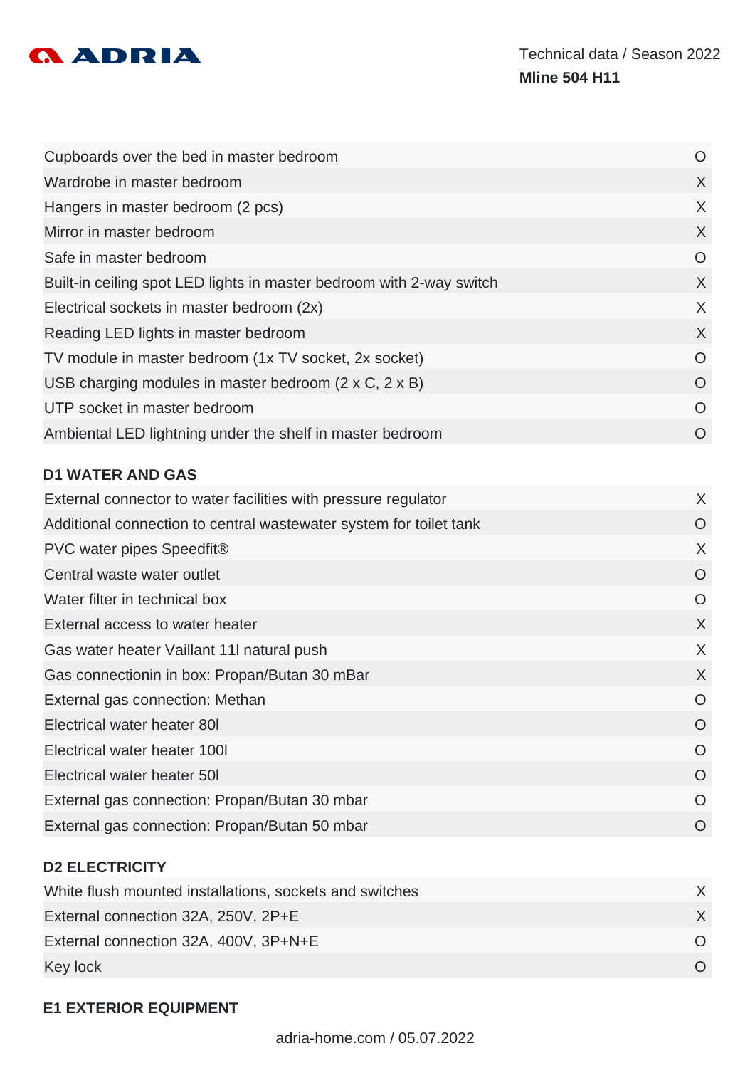| | |
|---|---|
| Cupboards over the bed in master bedroom | O |
| Wardrobe in master bedroom | X |
| Hangers in master bedroom (2 pcs) | X |
| Mirror in master bedroom | X |
| Safe in master bedroom | O |
| Built-in ceiling spot LED lights in master bedroom with 2-way switch | X |
| Electrical sockets in master bedroom (2x) | X |
| Reading LED lights in master bedroom | X |
| TV module in master bedroom (1x TV socket, 2x socket) | O |
| USB charging modules in master bedroom (2 x C, 2 x B) | O |
| UTP socket in master bedroom | O |
| Ambiental LED lightning under the shelf in master bedroom | O |

### D1 WATER AND GAS

| | |
|---|---|
| External connector to water facilities with pressure regulator | X |
| Additional connection to central wastewater system for toilet tank | O |
| PVC water pipes Speedfit® | X |
| Central waste water outlet | O |
| Water filter in technical box | O |
| External access to water heater | X |
| Gas water heater Vaillant 11l natural push | X |
| Gas connectionin in box: Propan/Butan 30 mBar | X |
| External gas connection: Methan | O |
| Electrical water heater 80l | O |
| Electrical water heater 100l | O |
| Electrical water heater 50l | O |
| External gas connection: Propan/Butan 30 mbar | O |
| External gas connection: Propan/Butan 50 mbar | O |

### D2 ELECTRICITY

| | |
|---|---|
| White flush mounted installations, sockets and switches | X |
| External connection 32A, 250V, 2P+E | X |
| External connection 32A, 400V, 3P+N+E | O |
| Key lock | O |

### E1 EXTERIOR EQUIPMENT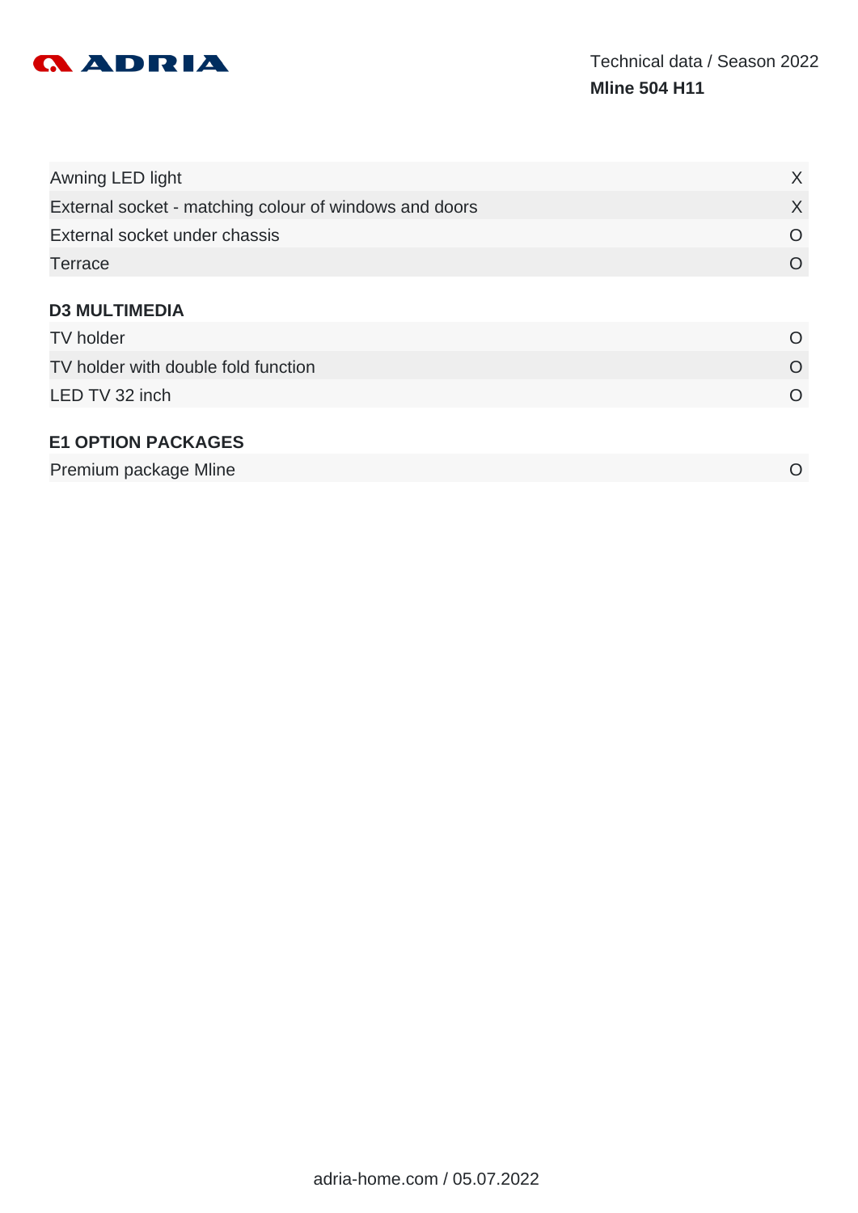| | |
|---|---|
| Awning LED light | X |
| External socket - matching colour of windows and doors | X |
| External socket under chassis | O |
| Terrace | O |

### D3 MULTIMEDIA

| | |
|---|---|
| TV holder | O |
| TV holder with double fold function | O |
| LED TV 32 inch | O |

### E1 OPTION PACKAGES

| | |
|---|---|
| Premium package Mline | O |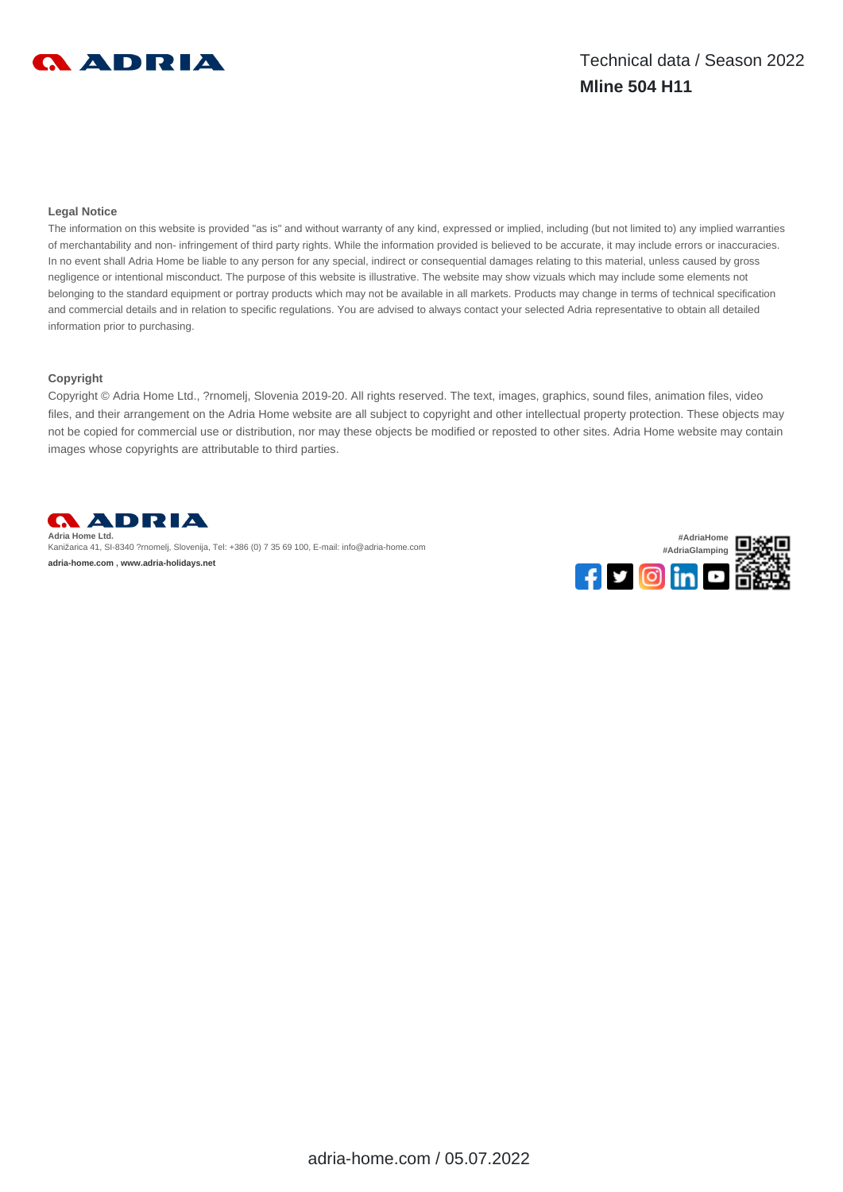Technical data / Season 2022

**Mline 504 H11**

### Legal Notice

The information on this website is provided "as is" and without warranty of any kind, expressed or implied, including (but not limited to) any implied warranties of merchantability and non- infringement of third party rights. While the information provided is believed to be accurate, it may include errors or inaccuracies. In no event shall Adria Home be liable to any person for any special, indirect or consequential damages relating to this material, unless caused by gross negligence or intentional misconduct. The purpose of this website is illustrative. The website may show vizuals which may include some elements not belonging to the standard equipment or portray products which may not be available in all markets. Products may change in terms of technical specification and commercial details and in relation to specific regulations. You are advised to always contact your selected Adria representative to obtain all detailed information prior to purchasing.

### Copyright

Copyright © Adria Home Ltd., ?rnomelj, Slovenia 2019-20. All rights reserved. The text, images, graphics, sound files, animation files, video files, and their arrangement on the Adria Home website are all subject to copyright and other intellectual property protection. These objects may not be copied for commercial use or distribution, nor may these objects be modified or reposted to other sites. Adria Home website may contain images whose copyrights are attributable to third parties.

**Adria Home Ltd.**
Kanižarica 41, SI-8340 ?rnomelj, Slovenija, Tel: +386 (0) 7 35 69 100, E-mail: info@adria-home.com
**adria-home.com , www.adria-holidays.net**

**#AdriaHome**
**#AdriaGlamping**

adria-home.com / 05.07.2022